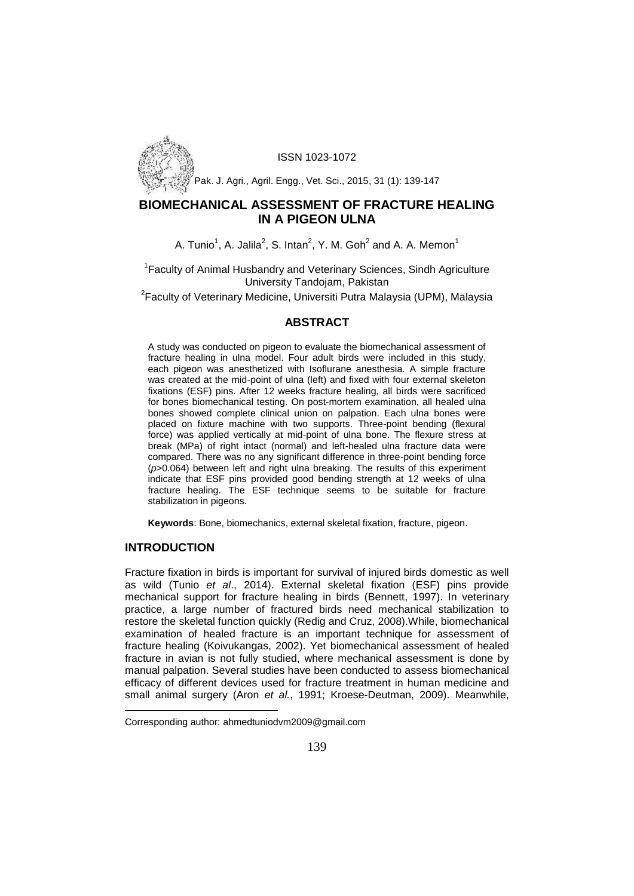ISSN 1023-1072

Pak. J. Agri., Agril. Engg., Vet. Sci., 2015, 31 (1): 139-147

# BIOMECHANICAL ASSESSMENT OF FRACTURE HEALING IN A PIGEON ULNA

A. Tunio[1], A. Jalila[2], S. Intan[2], Y. M. Goh[2] and A. A. Memon[1]

[1]Faculty of Animal Husbandry and Veterinary Sciences, Sindh Agriculture University Tandojam, Pakistan

[2]Faculty of Veterinary Medicine, Universiti Putra Malaysia (UPM), Malaysia

## ABSTRACT

A study was conducted on pigeon to evaluate the biomechanical assessment of fracture healing in ulna model. Four adult birds were included in this study, each pigeon was anesthetized with Isoflurane anesthesia. A simple fracture was created at the mid-point of ulna (left) and fixed with four external skeleton fixations (ESF) pins. After 12 weeks fracture healing, all birds were sacrificed for bones biomechanical testing. On post-mortem examination, all healed ulna bones showed complete clinical union on palpation. Each ulna bones were placed on fixture machine with two supports. Three-point bending (flexural force) was applied vertically at mid-point of ulna bone. The flexure stress at break (MPa) of right intact (normal) and left-healed ulna fracture data were compared. There was no any significant difference in three-point bending force ($p$>0.064) between left and right ulna breaking. The results of this experiment indicate that ESF pins provided good bending strength at 12 weeks of ulna fracture healing. The ESF technique seems to be suitable for fracture stabilization in pigeons.

**Keywords**: Bone, biomechanics, external skeletal fixation, fracture, pigeon.

## INTRODUCTION

Fracture fixation in birds is important for survival of injured birds domestic as well as wild (Tunio *et al*., 2014). External skeletal fixation (ESF) pins provide mechanical support for fracture healing in birds (Bennett, 1997). In veterinary practice, a large number of fractured birds need mechanical stabilization to restore the skeletal function quickly (Redig and Cruz, 2008).While, biomechanical examination of healed fracture is an important technique for assessment of fracture healing (Koivukangas, 2002). Yet biomechanical assessment of healed fracture in avian is not fully studied, where mechanical assessment is done by manual palpation. Several studies have been conducted to assess biomechanical efficacy of different devices used for fracture treatment in human medicine and small animal surgery (Aron *et al.*, 1991; Kroese-Deutman, 2009). Meanwhile,

Corresponding author: ahmedtuniodvm2009@gmail.com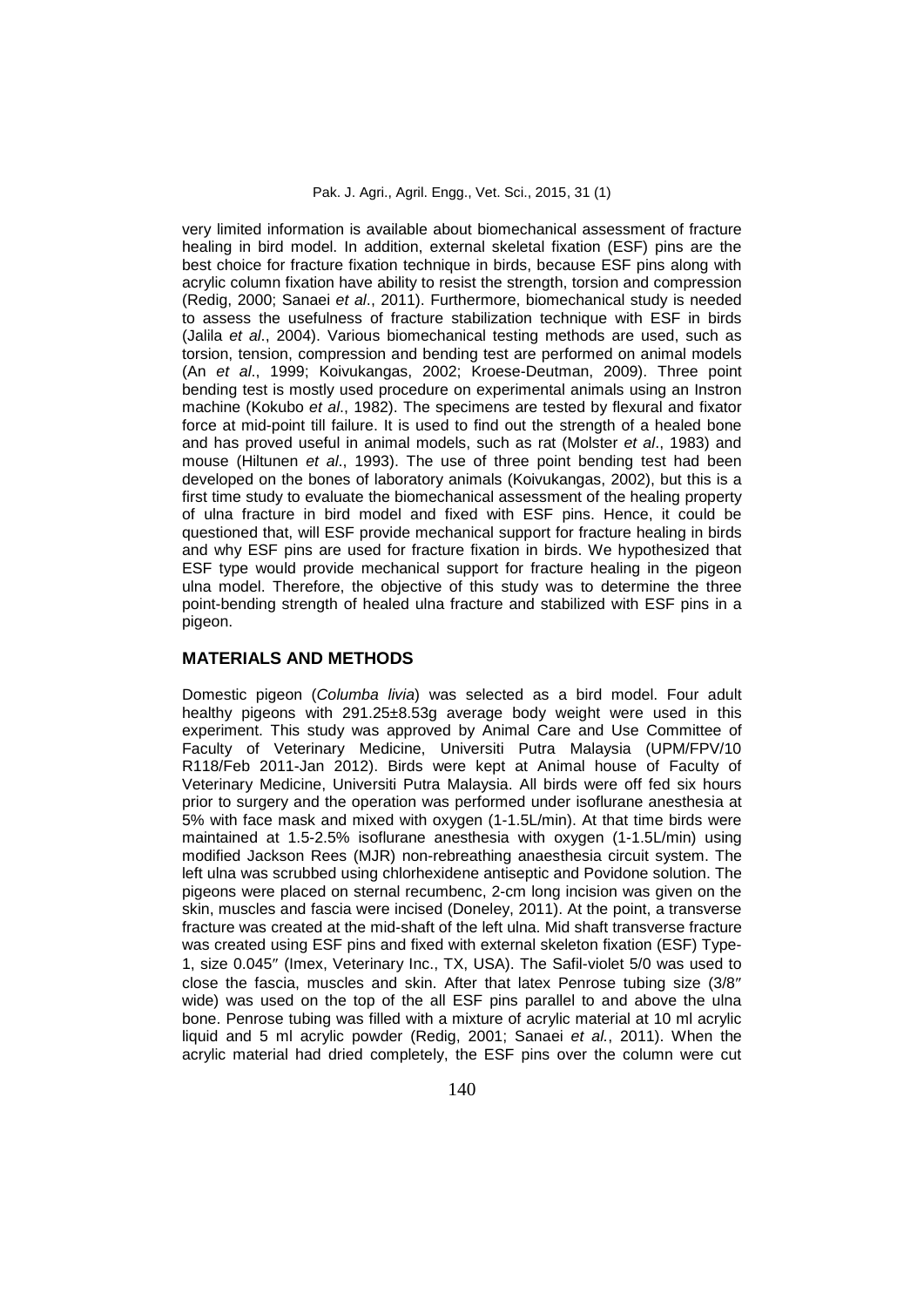very limited information is available about biomechanical assessment of fracture healing in bird model. In addition, external skeletal fixation (ESF) pins are the best choice for fracture fixation technique in birds, because ESF pins along with acrylic column fixation have ability to resist the strength, torsion and compression (Redig, 2000; Sanaei *et al*., 2011). Furthermore, biomechanical study is needed to assess the usefulness of fracture stabilization technique with ESF in birds (Jalila *et al*., 2004). Various biomechanical testing methods are used, such as torsion, tension, compression and bending test are performed on animal models (An *et al*., 1999; Koivukangas, 2002; Kroese-Deutman, 2009). Three point bending test is mostly used procedure on experimental animals using an Instron machine (Kokubo *et al*., 1982). The specimens are tested by flexural and fixator force at mid-point till failure. It is used to find out the strength of a healed bone and has proved useful in animal models, such as rat (Molster *et al*., 1983) and mouse (Hiltunen *et al*., 1993). The use of three point bending test had been developed on the bones of laboratory animals (Koivukangas, 2002), but this is a first time study to evaluate the biomechanical assessment of the healing property of ulna fracture in bird model and fixed with ESF pins. Hence, it could be questioned that, will ESF provide mechanical support for fracture healing in birds and why ESF pins are used for fracture fixation in birds. We hypothesized that ESF type would provide mechanical support for fracture healing in the pigeon ulna model. Therefore, the objective of this study was to determine the three point-bending strength of healed ulna fracture and stabilized with ESF pins in a pigeon.

## MATERIALS AND METHODS

Domestic pigeon (*Columba livia*) was selected as a bird model. Four adult healthy pigeons with 291.25±8.53g average body weight were used in this experiment. This study was approved by Animal Care and Use Committee of Faculty of Veterinary Medicine, Universiti Putra Malaysia (UPM/FPV/10 R118/Feb 2011-Jan 2012). Birds were kept at Animal house of Faculty of Veterinary Medicine, Universiti Putra Malaysia. All birds were off fed six hours prior to surgery and the operation was performed under isoflurane anesthesia at 5% with face mask and mixed with oxygen (1-1.5L/min). At that time birds were maintained at 1.5-2.5% isoflurane anesthesia with oxygen (1-1.5L/min) using modified Jackson Rees (MJR) non-rebreathing anaesthesia circuit system. The left ulna was scrubbed using chlorhexidene antiseptic and Povidone solution. The pigeons were placed on sternal recumbenc, 2-cm long incision was given on the skin, muscles and fascia were incised (Doneley, 2011). At the point, a transverse fracture was created at the mid-shaft of the left ulna. Mid shaft transverse fracture was created using ESF pins and fixed with external skeleton fixation (ESF) Type-1, size 0.045″ (Imex, Veterinary Inc., TX, USA). The Safil-violet 5/0 was used to close the fascia, muscles and skin. After that latex Penrose tubing size (3/8″ wide) was used on the top of the all ESF pins parallel to and above the ulna bone. Penrose tubing was filled with a mixture of acrylic material at 10 ml acrylic liquid and 5 ml acrylic powder (Redig, 2001; Sanaei *et al*., 2011). When the acrylic material had dried completely, the ESF pins over the column were cut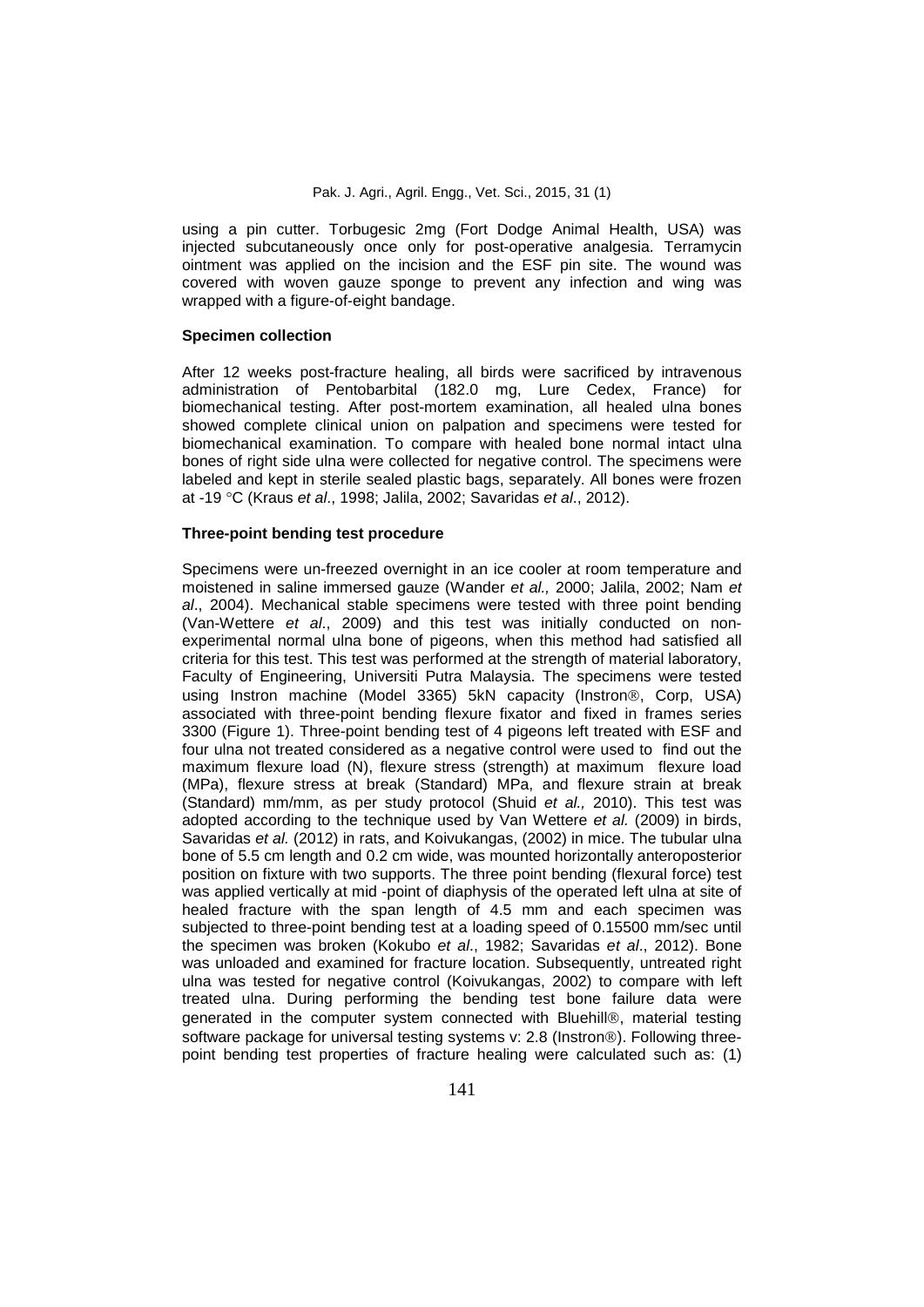using a pin cutter. Torbugesic 2mg (Fort Dodge Animal Health, USA) was injected subcutaneously once only for post-operative analgesia. Terramycin ointment was applied on the incision and the ESF pin site. The wound was covered with woven gauze sponge to prevent any infection and wing was wrapped with a figure-of-eight bandage.

**Specimen collection**

After 12 weeks post-fracture healing, all birds were sacrificed by intravenous administration of Pentobarbital (182.0 mg, Lure Cedex, France) for biomechanical testing. After post-mortem examination, all healed ulna bones showed complete clinical union on palpation and specimens were tested for biomechanical examination. To compare with healed bone normal intact ulna bones of right side ulna were collected for negative control. The specimens were labeled and kept in sterile sealed plastic bags, separately. All bones were frozen at -19 °C (Kraus *et al*., 1998; Jalila, 2002; Savaridas *et al*., 2012).

**Three-point bending test procedure**

Specimens were un-freezed overnight in an ice cooler at room temperature and moistened in saline immersed gauze (Wander *et al.,* 2000; Jalila, 2002; Nam *et al*., 2004). Mechanical stable specimens were tested with three point bending (Van-Wettere *et al*., 2009) and this test was initially conducted on non-experimental normal ulna bone of pigeons, when this method had satisfied all criteria for this test. This test was performed at the strength of material laboratory, Faculty of Engineering, Universiti Putra Malaysia. The specimens were tested using Instron machine (Model 3365) 5kN capacity (Instron®, Corp, USA) associated with three-point bending flexure fixator and fixed in frames series 3300 (Figure 1). Three-point bending test of 4 pigeons left treated with ESF and four ulna not treated considered as a negative control were used to find out the maximum flexure load (N), flexure stress (strength) at maximum flexure load (MPa), flexure stress at break (Standard) MPa, and flexure strain at break (Standard) mm/mm, as per study protocol (Shuid *et al.,* 2010). This test was adopted according to the technique used by Van Wettere *et al.* (2009) in birds, Savaridas *et al.* (2012) in rats, and Koivukangas, (2002) in mice. The tubular ulna bone of 5.5 cm length and 0.2 cm wide, was mounted horizontally anteroposterior position on fixture with two supports. The three point bending (flexural force) test was applied vertically at mid -point of diaphysis of the operated left ulna at site of healed fracture with the span length of 4.5 mm and each specimen was subjected to three-point bending test at a loading speed of 0.15500 mm/sec until the specimen was broken (Kokubo *et al*., 1982; Savaridas *et al*., 2012). Bone was unloaded and examined for fracture location. Subsequently, untreated right ulna was tested for negative control (Koivukangas, 2002) to compare with left treated ulna. During performing the bending test bone failure data were generated in the computer system connected with Bluehill®, material testing software package for universal testing systems v: 2.8 (Instron®). Following three-point bending test properties of fracture healing were calculated such as: (1)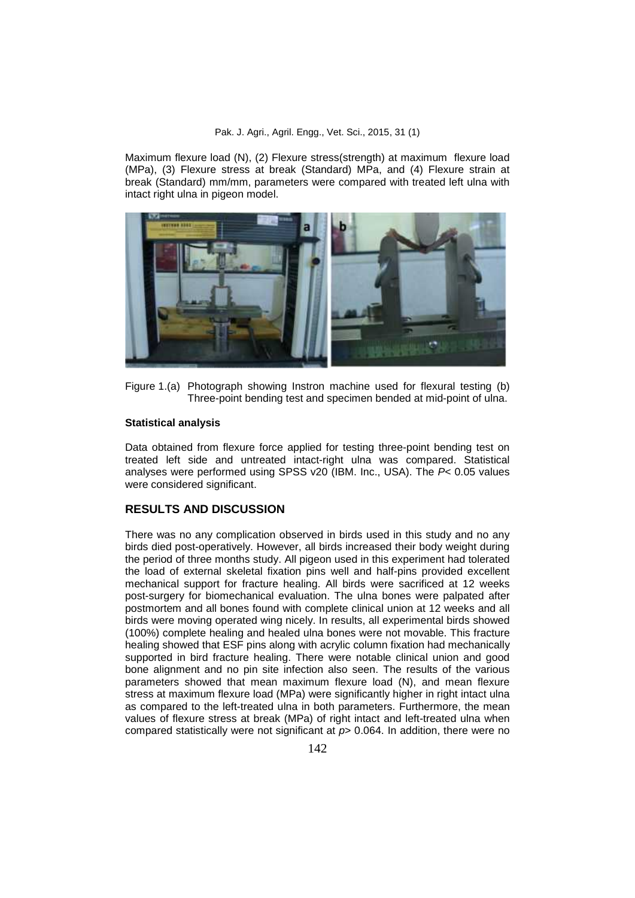Maximum flexure load (N), (2) Flexure stress(strength) at maximum flexure load (MPa), (3) Flexure stress at break (Standard) MPa, and (4) Flexure strain at break (Standard) mm/mm, parameters were compared with treated left ulna with intact right ulna in pigeon model.

Figure 1.(a) Photograph showing Instron machine used for flexural testing (b) Three-point bending test and specimen bended at mid-point of ulna.

**Statistical analysis**

Data obtained from flexure force applied for testing three-point bending test on treated left side and untreated intact-right ulna was compared. Statistical analyses were performed using SPSS v20 (IBM. Inc., USA). The $P < 0.05$ values were considered significant.

## RESULTS AND DISCUSSION

There was no any complication observed in birds used in this study and no any birds died post-operatively. However, all birds increased their body weight during the period of three months study. All pigeon used in this experiment had tolerated the load of external skeletal fixation pins well and half-pins provided excellent mechanical support for fracture healing. All birds were sacrificed at 12 weeks post-surgery for biomechanical evaluation. The ulna bones were palpated after postmortem and all bones found with complete clinical union at 12 weeks and all birds were moving operated wing nicely. In results, all experimental birds showed (100%) complete healing and healed ulna bones were not movable. This fracture healing showed that ESF pins along with acrylic column fixation had mechanically supported in bird fracture healing. There were notable clinical union and good bone alignment and no pin site infection also seen. The results of the various parameters showed that mean maximum flexure load (N), and mean flexure stress at maximum flexure load (MPa) were significantly higher in right intact ulna as compared to the left-treated ulna in both parameters. Furthermore, the mean values of flexure stress at break (MPa) of right intact and left-treated ulna when compared statistically were not significant at $p > 0.064$. In addition, there were no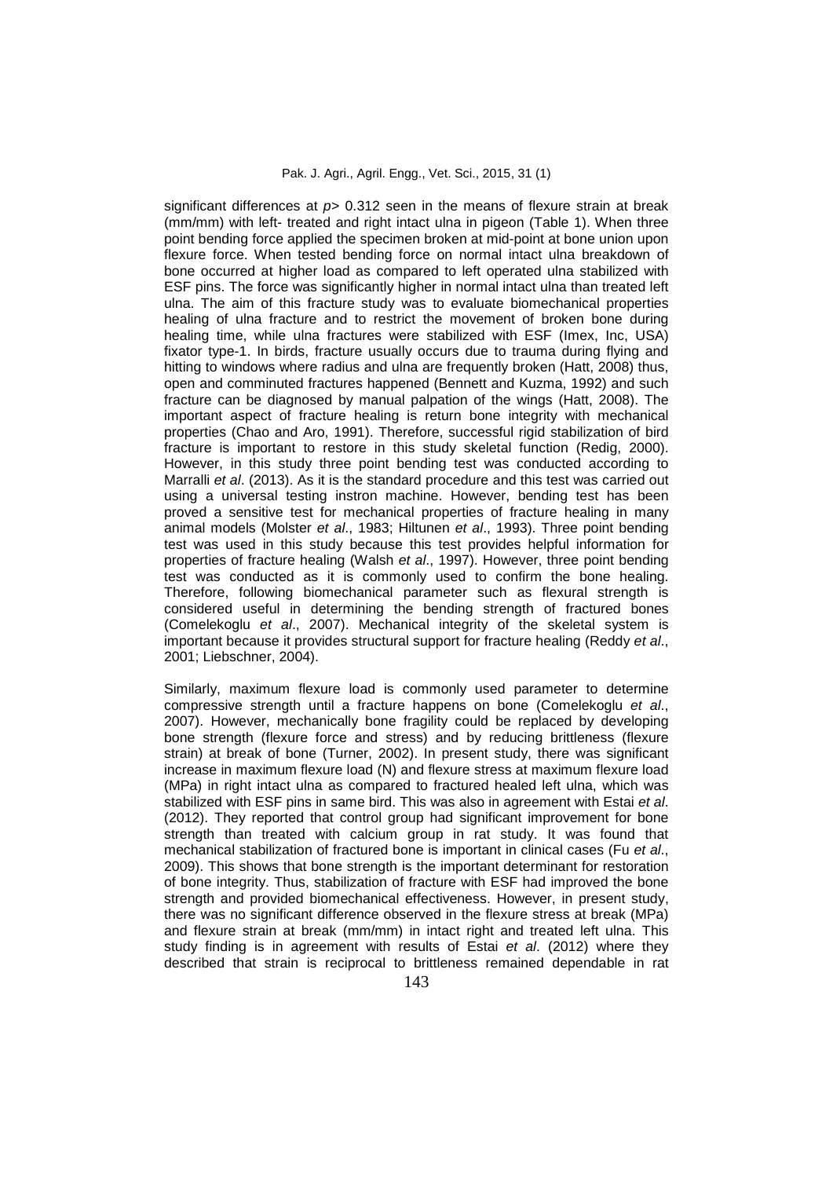significant differences at $p > 0.312$ seen in the means of flexure strain at break (mm/mm) with left- treated and right intact ulna in pigeon (Table 1). When three point bending force applied the specimen broken at mid-point at bone union upon flexure force. When tested bending force on normal intact ulna breakdown of bone occurred at higher load as compared to left operated ulna stabilized with ESF pins. The force was significantly higher in normal intact ulna than treated left ulna. The aim of this fracture study was to evaluate biomechanical properties healing of ulna fracture and to restrict the movement of broken bone during healing time, while ulna fractures were stabilized with ESF (Imex, Inc, USA) fixator type-1. In birds, fracture usually occurs due to trauma during flying and hitting to windows where radius and ulna are frequently broken (Hatt, 2008) thus, open and comminuted fractures happened (Bennett and Kuzma, 1992) and such fracture can be diagnosed by manual palpation of the wings (Hatt, 2008). The important aspect of fracture healing is return bone integrity with mechanical properties (Chao and Aro, 1991). Therefore, successful rigid stabilization of bird fracture is important to restore in this study skeletal function (Redig, 2000). However, in this study three point bending test was conducted according to Marralli *et al*. (2013). As it is the standard procedure and this test was carried out using a universal testing instron machine. However, bending test has been proved a sensitive test for mechanical properties of fracture healing in many animal models (Molster *et al*., 1983; Hiltunen *et al*., 1993). Three point bending test was used in this study because this test provides helpful information for properties of fracture healing (Walsh *et al*., 1997). However, three point bending test was conducted as it is commonly used to confirm the bone healing. Therefore, following biomechanical parameter such as flexural strength is considered useful in determining the bending strength of fractured bones (Comelekoglu *et al*., 2007). Mechanical integrity of the skeletal system is important because it provides structural support for fracture healing (Reddy *et al*., 2001; Liebschner, 2004).

Similarly, maximum flexure load is commonly used parameter to determine compressive strength until a fracture happens on bone (Comelekoglu *et al*., 2007). However, mechanically bone fragility could be replaced by developing bone strength (flexure force and stress) and by reducing brittleness (flexure strain) at break of bone (Turner, 2002). In present study, there was significant increase in maximum flexure load (N) and flexure stress at maximum flexure load (MPa) in right intact ulna as compared to fractured healed left ulna, which was stabilized with ESF pins in same bird. This was also in agreement with Estai *et al*. (2012). They reported that control group had significant improvement for bone strength than treated with calcium group in rat study. It was found that mechanical stabilization of fractured bone is important in clinical cases (Fu *et al*., 2009). This shows that bone strength is the important determinant for restoration of bone integrity. Thus, stabilization of fracture with ESF had improved the bone strength and provided biomechanical effectiveness. However, in present study, there was no significant difference observed in the flexure stress at break (MPa) and flexure strain at break (mm/mm) in intact right and treated left ulna. This study finding is in agreement with results of Estai *et al*. (2012) where they described that strain is reciprocal to brittleness remained dependable in rat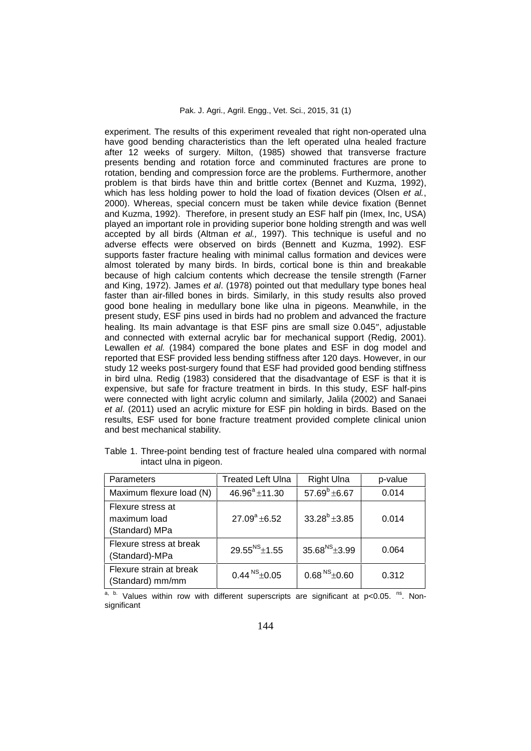experiment. The results of this experiment revealed that right non-operated ulna have good bending characteristics than the left operated ulna healed fracture after 12 weeks of surgery. Milton, (1985) showed that transverse fracture presents bending and rotation force and comminuted fractures are prone to rotation, bending and compression force are the problems. Furthermore, another problem is that birds have thin and brittle cortex (Bennet and Kuzma, 1992), which has less holding power to hold the load of fixation devices (Olsen *et al.*, 2000). Whereas, special concern must be taken while device fixation (Bennet and Kuzma, 1992). Therefore, in present study an ESF half pin (Imex, Inc, USA) played an important role in providing superior bone holding strength and was well accepted by all birds (Altman *et al.,* 1997). This technique is useful and no adverse effects were observed on birds (Bennett and Kuzma, 1992). ESF supports faster fracture healing with minimal callus formation and devices were almost tolerated by many birds. In birds, cortical bone is thin and breakable because of high calcium contents which decrease the tensile strength (Farner and King, 1972). James *et al*. (1978) pointed out that medullary type bones heal faster than air-filled bones in birds. Similarly, in this study results also proved good bone healing in medullary bone like ulna in pigeons. Meanwhile, in the present study, ESF pins used in birds had no problem and advanced the fracture healing. Its main advantage is that ESF pins are small size 0.045″, adjustable and connected with external acrylic bar for mechanical support (Redig, 2001). Lewallen *et al.* (1984) compared the bone plates and ESF in dog model and reported that ESF provided less bending stiffness after 120 days. However, in our study 12 weeks post-surgery found that ESF had provided good bending stiffness in bird ulna. Redig (1983) considered that the disadvantage of ESF is that it is expensive, but safe for fracture treatment in birds. In this study, ESF half-pins were connected with light acrylic column and similarly, Jalila (2002) and Sanaei *et al*. (2011) used an acrylic mixture for ESF pin holding in birds. Based on the results, ESF used for bone fracture treatment provided complete clinical union and best mechanical stability.

Table 1. Three-point bending test of fracture healed ulna compared with normal intact ulna in pigeon.

| Parameters | Treated Left Ulna | Right Ulna | p-value |
|---|---|---|---|
| Maximum flexure load (N) | $46.96^{a} \pm 11.30$ | $57.69^{b} \pm 6.67$ | 0.014 |
| Flexure stress at maximum load (Standard) MPa | $27.09^{a} \pm 6.52$ | $33.28^{b} \pm 3.85$ | 0.014 |
| Flexure stress at break (Standard)-MPa | $29.55^{NS} \pm 1.55$ | $35.68^{NS} \pm 3.99$ | 0.064 |
| Flexure strain at break (Standard) mm/mm | $0.44^{NS} \pm 0.05$ | $0.68^{NS} \pm 0.60$ | 0.312 |

a, b. Values within row with different superscripts are significant at $p<0.05$. ns. Non-significant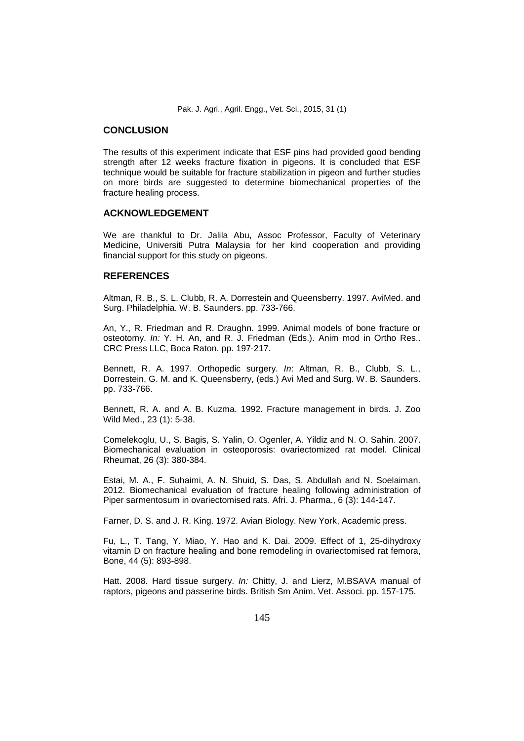## CONCLUSION

The results of this experiment indicate that ESF pins had provided good bending strength after 12 weeks fracture fixation in pigeons. It is concluded that ESF technique would be suitable for fracture stabilization in pigeon and further studies on more birds are suggested to determine biomechanical properties of the fracture healing process.

## ACKNOWLEDGEMENT

We are thankful to Dr. Jalila Abu, Assoc Professor, Faculty of Veterinary Medicine, Universiti Putra Malaysia for her kind cooperation and providing financial support for this study on pigeons.

## REFERENCES

Altman, R. B., S. L. Clubb, R. A. Dorrestein and Queensberry. 1997. AviMed. and Surg. Philadelphia. W. B. Saunders. pp. 733-766.

An, Y., R. Friedman and R. Draughn. 1999. Animal models of bone fracture or osteotomy. *In:* Y. H. An, and R. J. Friedman (Eds.). Anim mod in Ortho Res.. CRC Press LLC, Boca Raton. pp. 197-217.

Bennett, R. A. 1997. Orthopedic surgery. *In*: Altman, R. B., Clubb, S. L., Dorrestein, G. M. and K. Queensberry, (eds.) Avi Med and Surg. W. B. Saunders. pp. 733-766.

Bennett, R. A. and A. B. Kuzma. 1992. Fracture management in birds. J. Zoo Wild Med., 23 (1): 5-38.

Comelekoglu, U., S. Bagis, S. Yalin, O. Ogenler, A. Yildiz and N. O. Sahin. 2007. Biomechanical evaluation in osteoporosis: ovariectomized rat model. Clinical Rheumat, 26 (3): 380-384.

Estai, M. A., F. Suhaimi, A. N. Shuid, S. Das, S. Abdullah and N. Soelaiman. 2012. Biomechanical evaluation of fracture healing following administration of Piper sarmentosum in ovariectomised rats. Afri. J. Pharma., 6 (3): 144-147.

Farner, D. S. and J. R. King. 1972. Avian Biology. New York, Academic press.

Fu, L., T. Tang, Y. Miao, Y. Hao and K. Dai. 2009. Effect of 1, 25-dihydroxy vitamin D on fracture healing and bone remodeling in ovariectomised rat femora, Bone, 44 (5): 893-898.

Hatt. 2008. Hard tissue surgery. *In:* Chitty, J. and Lierz, M.BSAVA manual of raptors, pigeons and passerine birds. British Sm Anim. Vet. Associ. pp. 157-175.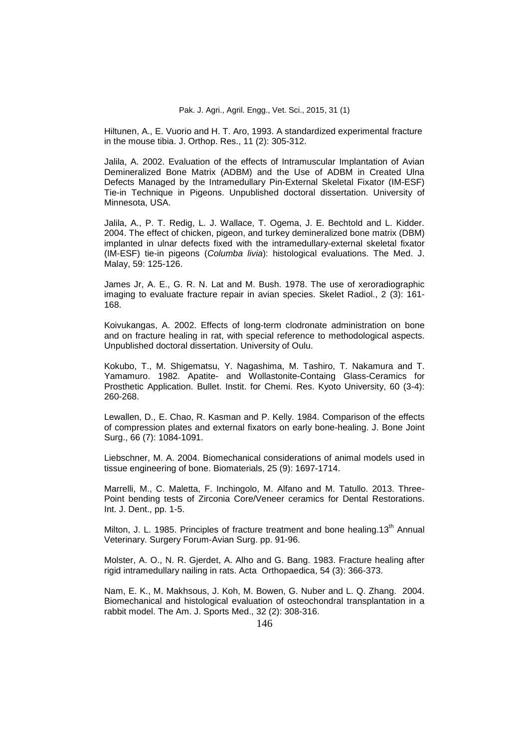Hiltunen, A., E. Vuorio and H. T. Aro, 1993. A standardized experimental fracture in the mouse tibia. J. Orthop. Res., 11 (2): 305-312.

Jalila, A. 2002. Evaluation of the effects of Intramuscular Implantation of Avian Demineralized Bone Matrix (ADBM) and the Use of ADBM in Created Ulna Defects Managed by the Intramedullary Pin-External Skeletal Fixator (IM-ESF) Tie-in Technique in Pigeons. Unpublished doctoral dissertation. University of Minnesota, USA.

Jalila, A., P. T. Redig, L. J. Wallace, T. Ogema, J. E. Bechtold and L. Kidder. 2004. The effect of chicken, pigeon, and turkey demineralized bone matrix (DBM) implanted in ulnar defects fixed with the intramedullary-external skeletal fixator (IM-ESF) tie-in pigeons (*Columba livia*): histological evaluations. The Med. J. Malay, 59: 125-126.

James Jr, A. E., G. R. N. Lat and M. Bush. 1978. The use of xeroradiographic imaging to evaluate fracture repair in avian species. Skelet Radiol., 2 (3): 161-168.

Koivukangas, A. 2002. Effects of long-term clodronate administration on bone and on fracture healing in rat, with special reference to methodological aspects. Unpublished doctoral dissertation. University of Oulu.

Kokubo, T., M. Shigematsu, Y. Nagashima, M. Tashiro, T. Nakamura and T. Yamamuro. 1982. Apatite- and Wollastonite-Containg Glass-Ceramics for Prosthetic Application. Bullet. Instit. for Chemi. Res. Kyoto University, 60 (3-4): 260-268.

Lewallen, D., E. Chao, R. Kasman and P. Kelly. 1984. Comparison of the effects of compression plates and external fixators on early bone-healing. J. Bone Joint Surg., 66 (7): 1084-1091.

Liebschner, M. A. 2004. Biomechanical considerations of animal models used in tissue engineering of bone. Biomaterials, 25 (9): 1697-1714.

Marrelli, M., C. Maletta, F. Inchingolo, M. Alfano and M. Tatullo. 2013. Three-Point bending tests of Zirconia Core/Veneer ceramics for Dental Restorations. Int. J. Dent., pp. 1-5.

Milton, J. L. 1985. Principles of fracture treatment and bone healing.13th Annual Veterinary. Surgery Forum-Avian Surg. pp. 91-96.

Molster, A. O., N. R. Gjerdet, A. Alho and G. Bang. 1983. Fracture healing after rigid intramedullary nailing in rats. Acta Orthopaedica, 54 (3): 366-373.

Nam, E. K., M. Makhsous, J. Koh, M. Bowen, G. Nuber and L. Q. Zhang. 2004. Biomechanical and histological evaluation of osteochondral transplantation in a rabbit model. The Am. J. Sports Med., 32 (2): 308-316.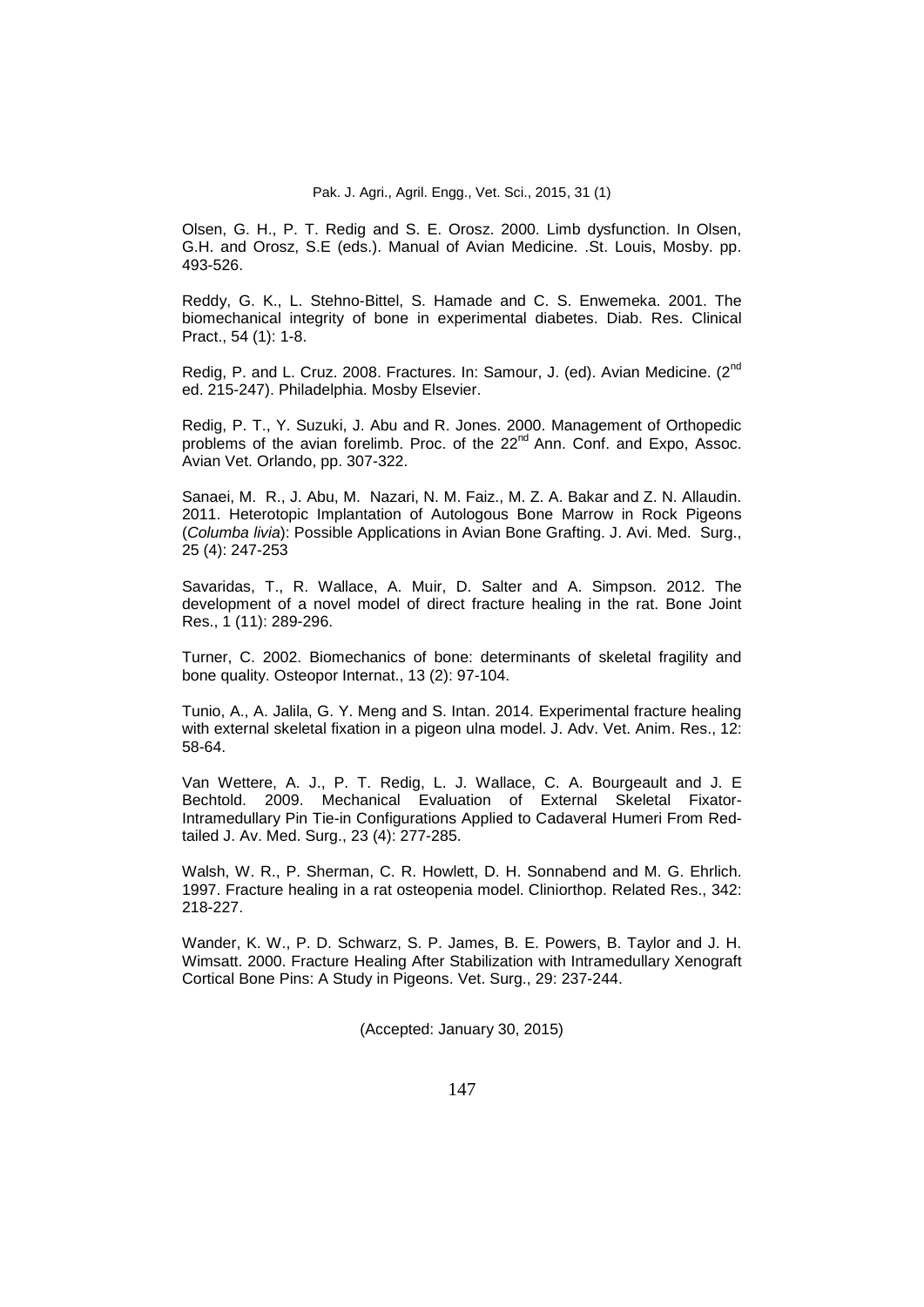Olsen, G. H., P. T. Redig and S. E. Orosz. 2000. Limb dysfunction. In Olsen, G.H. and Orosz, S.E (eds.). Manual of Avian Medicine. .St. Louis, Mosby. pp. 493-526.

Reddy, G. K., L. Stehno-Bittel, S. Hamade and C. S. Enwemeka. 2001. The biomechanical integrity of bone in experimental diabetes. Diab. Res. Clinical Pract., 54 (1): 1-8.

Redig, P. and L. Cruz. 2008. Fractures. In: Samour, J. (ed). Avian Medicine. (2nd ed. 215-247). Philadelphia. Mosby Elsevier.

Redig, P. T., Y. Suzuki, J. Abu and R. Jones. 2000. Management of Orthopedic problems of the avian forelimb. Proc. of the 22nd Ann. Conf. and Expo, Assoc. Avian Vet. Orlando, pp. 307-322.

Sanaei, M. R., J. Abu, M. Nazari, N. M. Faiz., M. Z. A. Bakar and Z. N. Allaudin. 2011. Heterotopic Implantation of Autologous Bone Marrow in Rock Pigeons (*Columba livia*): Possible Applications in Avian Bone Grafting. J. Avi. Med. Surg., 25 (4): 247-253

Savaridas, T., R. Wallace, A. Muir, D. Salter and A. Simpson. 2012. The development of a novel model of direct fracture healing in the rat. Bone Joint Res., 1 (11): 289-296.

Turner, C. 2002. Biomechanics of bone: determinants of skeletal fragility and bone quality. Osteopor Internat., 13 (2): 97-104.

Tunio, A., A. Jalila, G. Y. Meng and S. Intan. 2014. Experimental fracture healing with external skeletal fixation in a pigeon ulna model. J. Adv. Vet. Anim. Res., 12: 58-64.

Van Wettere, A. J., P. T. Redig, L. J. Wallace, C. A. Bourgeault and J. E Bechtold. 2009. Mechanical Evaluation of External Skeletal Fixator-Intramedullary Pin Tie-in Configurations Applied to Cadaveral Humeri From Red-tailed J. Av. Med. Surg., 23 (4): 277-285.

Walsh, W. R., P. Sherman, C. R. Howlett, D. H. Sonnabend and M. G. Ehrlich. 1997. Fracture healing in a rat osteopenia model. Cliniorthop. Related Res., 342: 218-227.

Wander, K. W., P. D. Schwarz, S. P. James, B. E. Powers, B. Taylor and J. H. Wimsatt. 2000. Fracture Healing After Stabilization with Intramedullary Xenograft Cortical Bone Pins: A Study in Pigeons. Vet. Surg., 29: 237-244.

(Accepted: January 30, 2015)